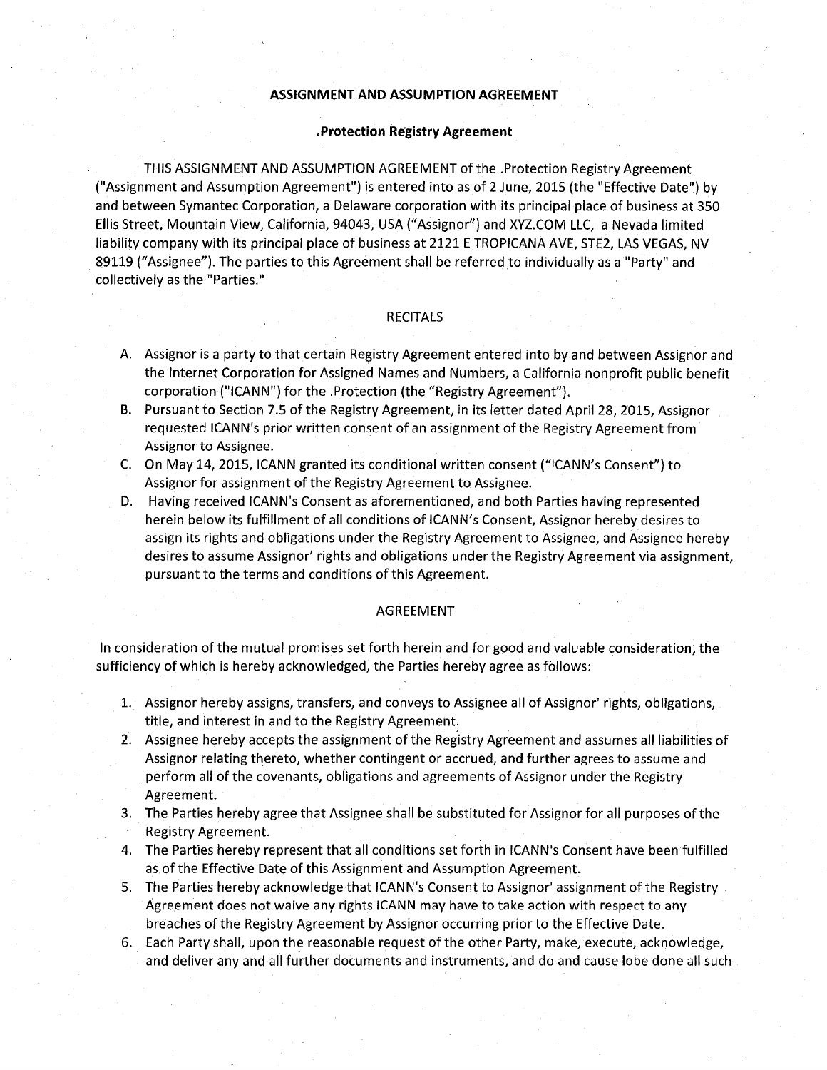**ASSIGNMENT AND ASSUMPTION AGREEMENT**

**.Protection Registry Agreement**

THIS ASSIGNMENT AND ASSUMPTION AGREEMENT of the .Protection Registry Agreement ("Assignment and Assumption Agreement") is entered into as of 2 June, 2015 (the "Effective Date") by and between Symantec Corporation, a Delaware corporation with its principal place of business at 350 Ellis Street, Mountain View, California, 94043, USA ("Assignor") and XYZ.COM LLC, a Nevada limited liability company with its principal place of business at 2121 E TROPICANA AVE, STE2, LAS VEGAS, NV 89119 ("Assignee"). The parties to this Agreement shall be referred to individually as a "Party" and collectively as the "Parties."

RECITALS

A. Assignor is a party to that certain Registry Agreement entered into by and between Assignor and the Internet Corporation for Assigned Names and Numbers, a California nonprofit public benefit corporation ("ICANN") for the .Protection (the "Registry Agreement").
B. Pursuant to Section 7.5 of the Registry Agreement, in its letter dated April 28, 2015, Assignor requested ICANN's prior written consent of an assignment of the Registry Agreement from Assignor to Assignee.
C. On May 14, 2015, ICANN granted its conditional written consent ("ICANN's Consent") to Assignor for assignment of the Registry Agreement to Assignee.
D. Having received ICANN's Consent as aforementioned, and both Parties having represented herein below its fulfillment of all conditions of ICANN's Consent, Assignor hereby desires to assign its rights and obligations under the Registry Agreement to Assignee, and Assignee hereby desires to assume Assignor' rights and obligations under the Registry Agreement via assignment, pursuant to the terms and conditions of this Agreement.

AGREEMENT

In consideration of the mutual promises set forth herein and for good and valuable consideration, the sufficiency of which is hereby acknowledged, the Parties hereby agree as follows:

1. Assignor hereby assigns, transfers, and conveys to Assignee all of Assignor' rights, obligations, title, and interest in and to the Registry Agreement.
2. Assignee hereby accepts the assignment of the Registry Agreement and assumes all liabilities of Assignor relating thereto, whether contingent or accrued, and further agrees to assume and perform all of the covenants, obligations and agreements of Assignor under the Registry Agreement.
3. The Parties hereby agree that Assignee shall be substituted for Assignor for all purposes of the Registry Agreement.
4. The Parties hereby represent that all conditions set forth in ICANN's Consent have been fulfilled as of the Effective Date of this Assignment and Assumption Agreement.
5. The Parties hereby acknowledge that ICANN's Consent to Assignor' assignment of the Registry Agreement does not waive any rights ICANN may have to take action with respect to any breaches of the Registry Agreement by Assignor occurring prior to the Effective Date.
6. Each Party shall, upon the reasonable request of the other Party, make, execute, acknowledge, and deliver any and all further documents and instruments, and do and cause lobe done all such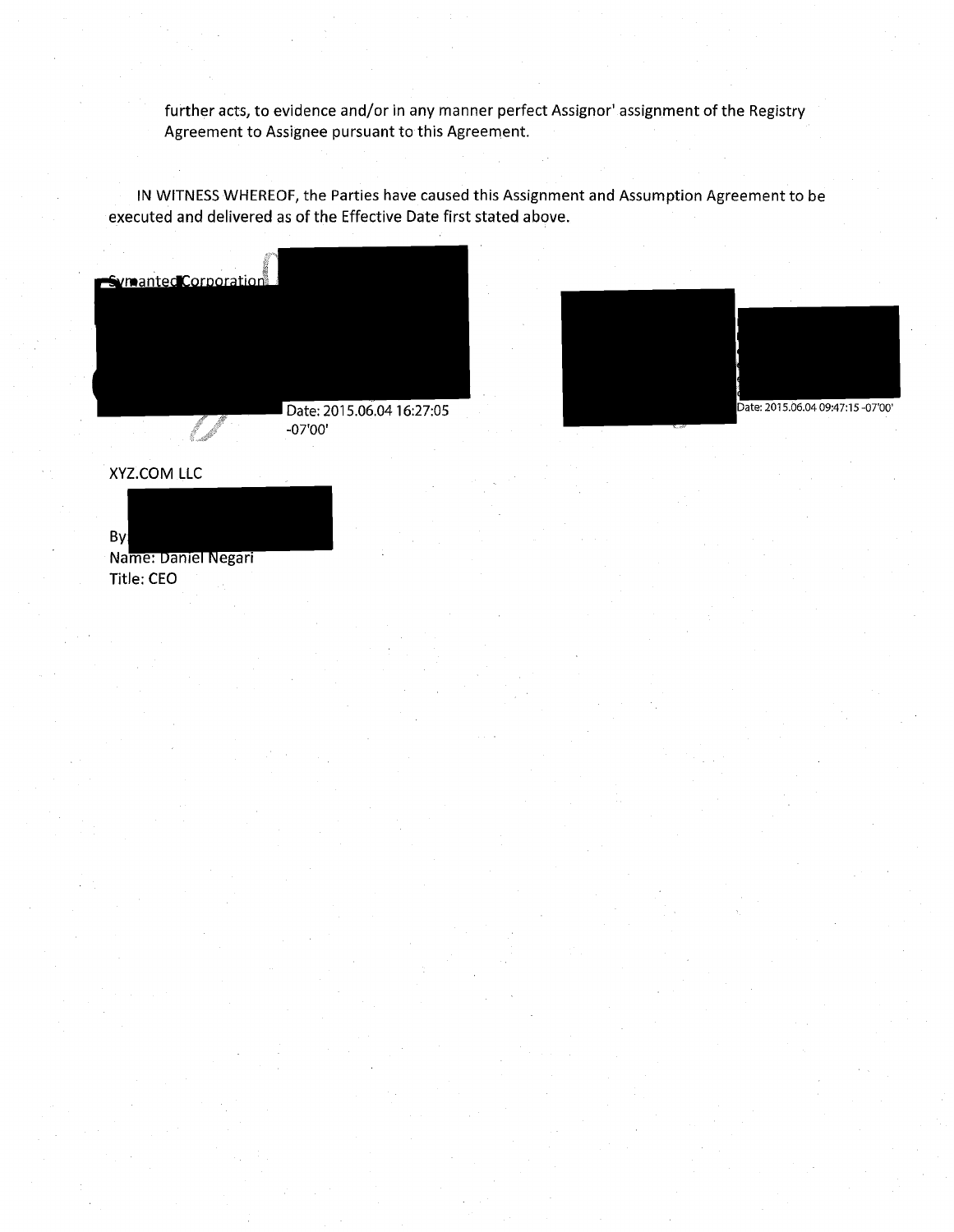further acts, to evidence and/or in any manner perfect Assignor' assignment of the Registry Agreement to Assignee pursuant to this Agreement.

IN WITNESS WHEREOF, the Parties have caused this Assignment and Assumption Agreement to be executed and delivered as of the Effective Date first stated above.

Symantec Corporation

Date: 2015.06.04 16:27:05 -07'00'

Date: 2015.06.04 09:47:15 -07'00'

XYZ.COM LLC

By:

Name: Daniel Negari

Title: CEO